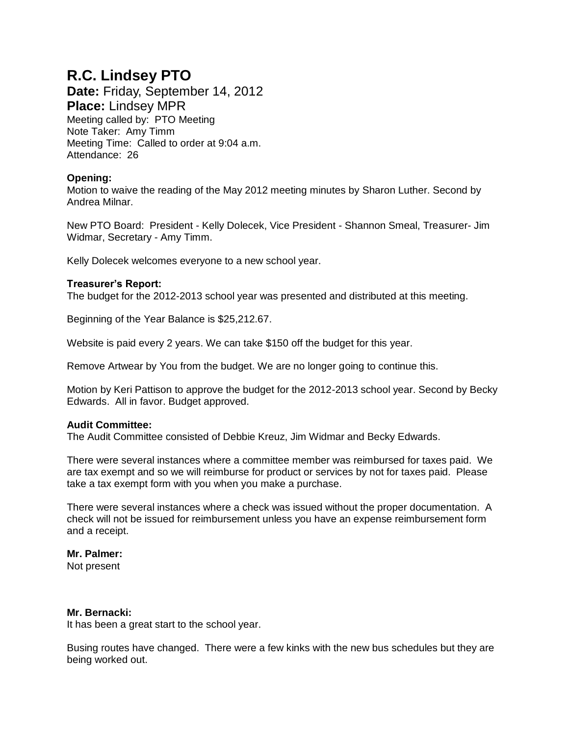# R.C. Lindsey PTO

**Date:** Friday, September 14, 2012
**Place:** Lindsey MPR
Meeting called by: PTO Meeting
Note Taker: Amy Timm
Meeting Time: Called to order at 9:04 a.m.
Attendance: 26

**Opening:**
Motion to waive the reading of the May 2012 meeting minutes by Sharon Luther. Second by Andrea Milnar.

New PTO Board: President - Kelly Dolecek, Vice President - Shannon Smeal, Treasurer- Jim Widmar, Secretary - Amy Timm.

Kelly Dolecek welcomes everyone to a new school year.

**Treasurer's Report:**
The budget for the 2012-2013 school year was presented and distributed at this meeting.

Beginning of the Year Balance is $25,212.67.

Website is paid every 2 years. We can take $150 off the budget for this year.

Remove Artwear by You from the budget. We are no longer going to continue this.

Motion by Keri Pattison to approve the budget for the 2012-2013 school year. Second by Becky Edwards. All in favor. Budget approved.

**Audit Committee:**
The Audit Committee consisted of Debbie Kreuz, Jim Widmar and Becky Edwards.

There were several instances where a committee member was reimbursed for taxes paid. We are tax exempt and so we will reimburse for product or services by not for taxes paid. Please take a tax exempt form with you when you make a purchase.

There were several instances where a check was issued without the proper documentation. A check will not be issued for reimbursement unless you have an expense reimbursement form and a receipt.

**Mr. Palmer:**
Not present

**Mr. Bernacki:**
It has been a great start to the school year.

Busing routes have changed. There were a few kinks with the new bus schedules but they are being worked out.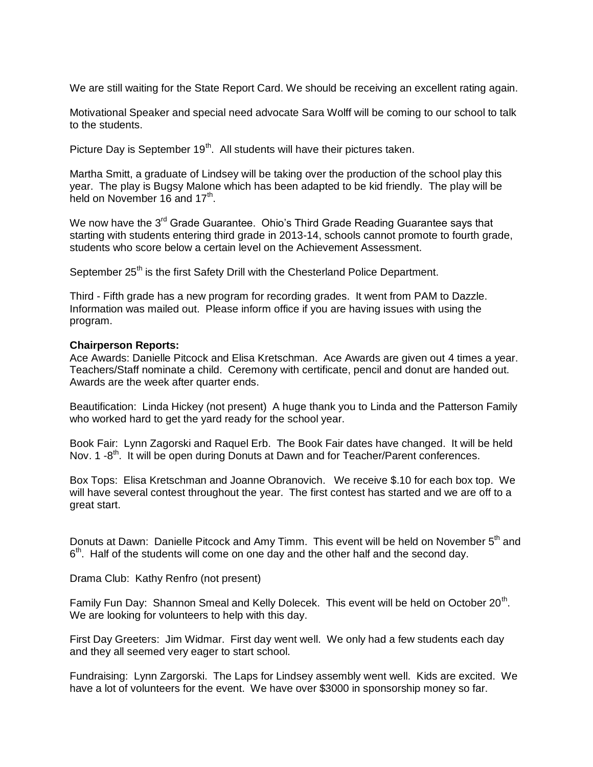We are still waiting for the State Report Card. We should be receiving an excellent rating again.

Motivational Speaker and special need advocate Sara Wolff will be coming to our school to talk to the students.

Picture Day is September 19th. All students will have their pictures taken.

Martha Smitt, a graduate of Lindsey will be taking over the production of the school play this year. The play is Bugsy Malone which has been adapted to be kid friendly. The play will be held on November 16 and 17th.

We now have the 3rd Grade Guarantee. Ohio's Third Grade Reading Guarantee says that starting with students entering third grade in 2013-14, schools cannot promote to fourth grade, students who score below a certain level on the Achievement Assessment.

September 25th is the first Safety Drill with the Chesterland Police Department.

Third - Fifth grade has a new program for recording grades. It went from PAM to Dazzle. Information was mailed out. Please inform office if you are having issues with using the program.

**Chairperson Reports:**

Ace Awards: Danielle Pitcock and Elisa Kretschman. Ace Awards are given out 4 times a year. Teachers/Staff nominate a child. Ceremony with certificate, pencil and donut are handed out. Awards are the week after quarter ends.

Beautification: Linda Hickey (not present) A huge thank you to Linda and the Patterson Family who worked hard to get the yard ready for the school year.

Book Fair: Lynn Zagorski and Raquel Erb. The Book Fair dates have changed. It will be held Nov. 1 -8th. It will be open during Donuts at Dawn and for Teacher/Parent conferences.

Box Tops: Elisa Kretschman and Joanne Obranovich. We receive $.10 for each box top. We will have several contest throughout the year. The first contest has started and we are off to a great start.

Donuts at Dawn: Danielle Pitcock and Amy Timm. This event will be held on November 5th and 6th. Half of the students will come on one day and the other half and the second day.

Drama Club: Kathy Renfro (not present)

Family Fun Day: Shannon Smeal and Kelly Dolecek. This event will be held on October 20th. We are looking for volunteers to help with this day.

First Day Greeters: Jim Widmar. First day went well. We only had a few students each day and they all seemed very eager to start school.

Fundraising: Lynn Zargorski. The Laps for Lindsey assembly went well. Kids are excited. We have a lot of volunteers for the event. We have over $3000 in sponsorship money so far.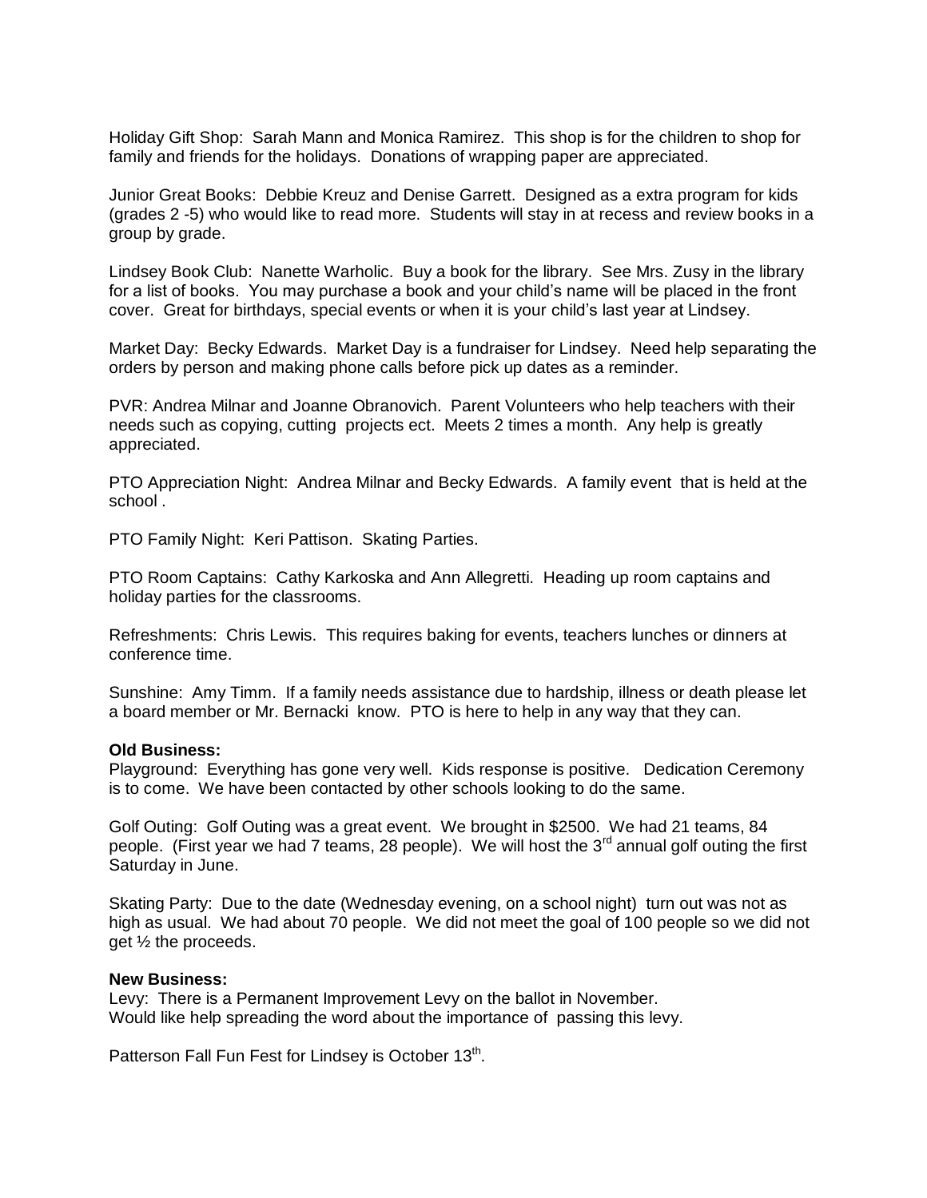Holiday Gift Shop: Sarah Mann and Monica Ramirez. This shop is for the children to shop for family and friends for the holidays. Donations of wrapping paper are appreciated.

Junior Great Books: Debbie Kreuz and Denise Garrett. Designed as a extra program for kids (grades 2 -5) who would like to read more. Students will stay in at recess and review books in a group by grade.

Lindsey Book Club: Nanette Warholic. Buy a book for the library. See Mrs. Zusy in the library for a list of books. You may purchase a book and your child's name will be placed in the front cover. Great for birthdays, special events or when it is your child's last year at Lindsey.

Market Day: Becky Edwards. Market Day is a fundraiser for Lindsey. Need help separating the orders by person and making phone calls before pick up dates as a reminder.

PVR: Andrea Milnar and Joanne Obranovich. Parent Volunteers who help teachers with their needs such as copying, cutting projects ect. Meets 2 times a month. Any help is greatly appreciated.

PTO Appreciation Night: Andrea Milnar and Becky Edwards. A family event that is held at the school .

PTO Family Night: Keri Pattison. Skating Parties.

PTO Room Captains: Cathy Karkoska and Ann Allegretti. Heading up room captains and holiday parties for the classrooms.

Refreshments: Chris Lewis. This requires baking for events, teachers lunches or dinners at conference time.

Sunshine: Amy Timm. If a family needs assistance due to hardship, illness or death please let a board member or Mr. Bernacki know. PTO is here to help in any way that they can.

**Old Business:**
Playground: Everything has gone very well. Kids response is positive. Dedication Ceremony is to come. We have been contacted by other schools looking to do the same.

Golf Outing: Golf Outing was a great event. We brought in $2500. We had 21 teams, 84 people. (First year we had 7 teams, 28 people). We will host the 3rd annual golf outing the first Saturday in June.

Skating Party: Due to the date (Wednesday evening, on a school night) turn out was not as high as usual. We had about 70 people. We did not meet the goal of 100 people so we did not get ½ the proceeds.

**New Business:**
Levy: There is a Permanent Improvement Levy on the ballot in November.
Would like help spreading the word about the importance of passing this levy.

Patterson Fall Fun Fest for Lindsey is October 13th.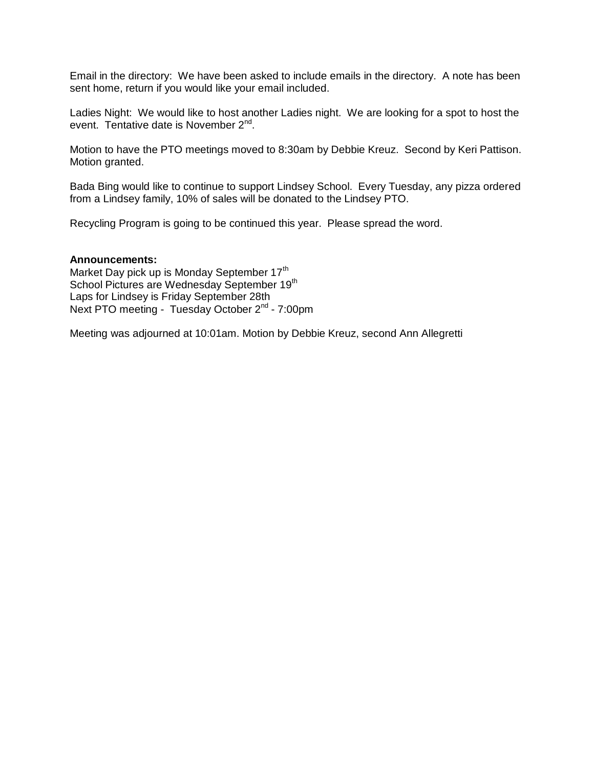Email in the directory: We have been asked to include emails in the directory. A note has been sent home, return if you would like your email included.

Ladies Night: We would like to host another Ladies night. We are looking for a spot to host the event. Tentative date is November 2nd.

Motion to have the PTO meetings moved to 8:30am by Debbie Kreuz. Second by Keri Pattison. Motion granted.

Bada Bing would like to continue to support Lindsey School. Every Tuesday, any pizza ordered from a Lindsey family, 10% of sales will be donated to the Lindsey PTO.

Recycling Program is going to be continued this year. Please spread the word.

**Announcements:**

Market Day pick up is Monday September 17th
School Pictures are Wednesday September 19th
Laps for Lindsey is Friday September 28th
Next PTO meeting - Tuesday October 2nd - 7:00pm

Meeting was adjourned at 10:01am. Motion by Debbie Kreuz, second Ann Allegretti